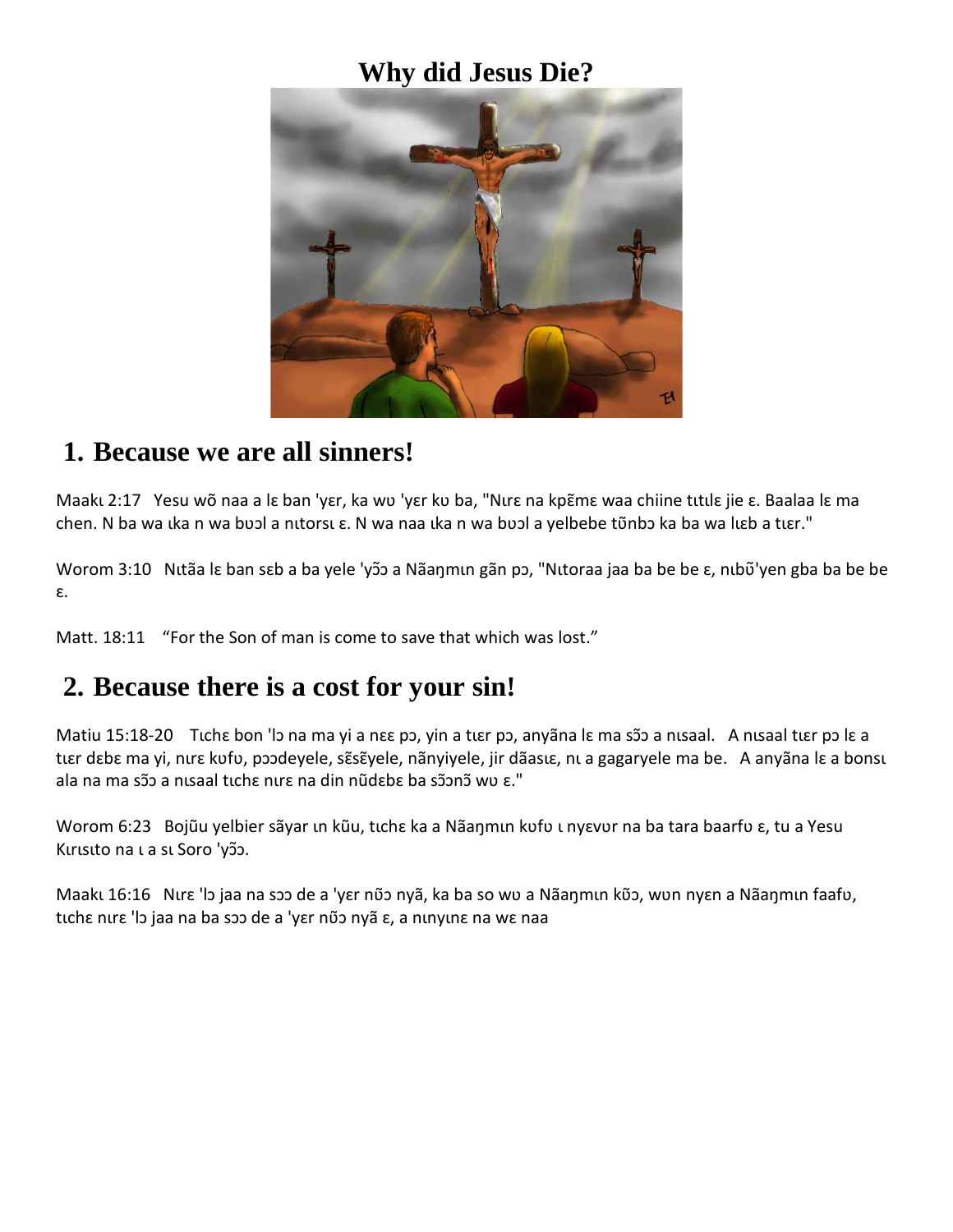# Why did Jesus Die?

## 1. Because we are all sinners!

Maakɩ 2:17   Yesu wõ naa a lɛ ban 'yɛr, ka wʋ 'yɛr kʋ ba, "Nɩrɛ na kpɛ̃mɛ waa chiine tɩtɩlɛ jie ɛ. Baalaa lɛ ma chen. N ba wa ɩka n wa bʋɔl a nɩtorsɩ ɛ. N wa naa ɩka n wa bʋɔl a yelbebe tõnbɔ ka ba wa lɩɛb a tɩɛr."

Worom 3:10   Nɩtãa lɛ ban sɛb a ba yele 'yɔ̃ɔ a Nãaŋmɩn gãn pɔ, "Nɩtoraa jaa ba be be ɛ, nɩbʋ̃'yen gba ba be be ɛ.

Matt. 18:11   "For the Son of man is come to save that which was lost."

## 2. Because there is a cost for your sin!

Matiu 15:18-20   Tɩchɛ bon 'lɔ na ma yi a nɛɛ pɔ, yin a tɩɛr pɔ, anyãna lɛ ma sɔ̃ɔ a nɩsaal.   A nɩsaal tɩɛr pɔ lɛ a tɩɛr dɛbɛ ma yi, nɩrɛ kʋfʋ, pɔɔdeyele, sɛ̃sɛ̃yele, nãnyiyele, jir dãasɩɛ, nɩ a gagaryele ma be.   A anyãna lɛ a bonsɩ ala na ma sɔ̃ɔ a nɩsaal tɩchɛ nɩrɛ na din nũdɛbɛ ba sɔ̃ɔnɔ̃ wʋ ɛ."

Worom 6:23   Bojũu yelbier sãyar ɩn kũu, tɩchɛ ka a Nãaŋmɩn kʋfʋ ɩ nyɛvʋr na ba tara baarfʋ ɛ, tu a Yesu Kɩrɩsɩto na ɩ a sɩ Soro 'yɔ̃ɔ.

Maakɩ 16:16   Nɩrɛ 'lɔ jaa na sɔɔ de a 'yɛr nõɔ nyã, ka ba so wʋ a Nãaŋmɩn kõɔ, wʋn nyɛn a Nãaŋmɩn faafʋ, tɩchɛ nɩrɛ 'lɔ jaa na ba sɔɔ de a 'yɛr nõɔ nyã ɛ, a nɩnyɩnɛ na wɛ naa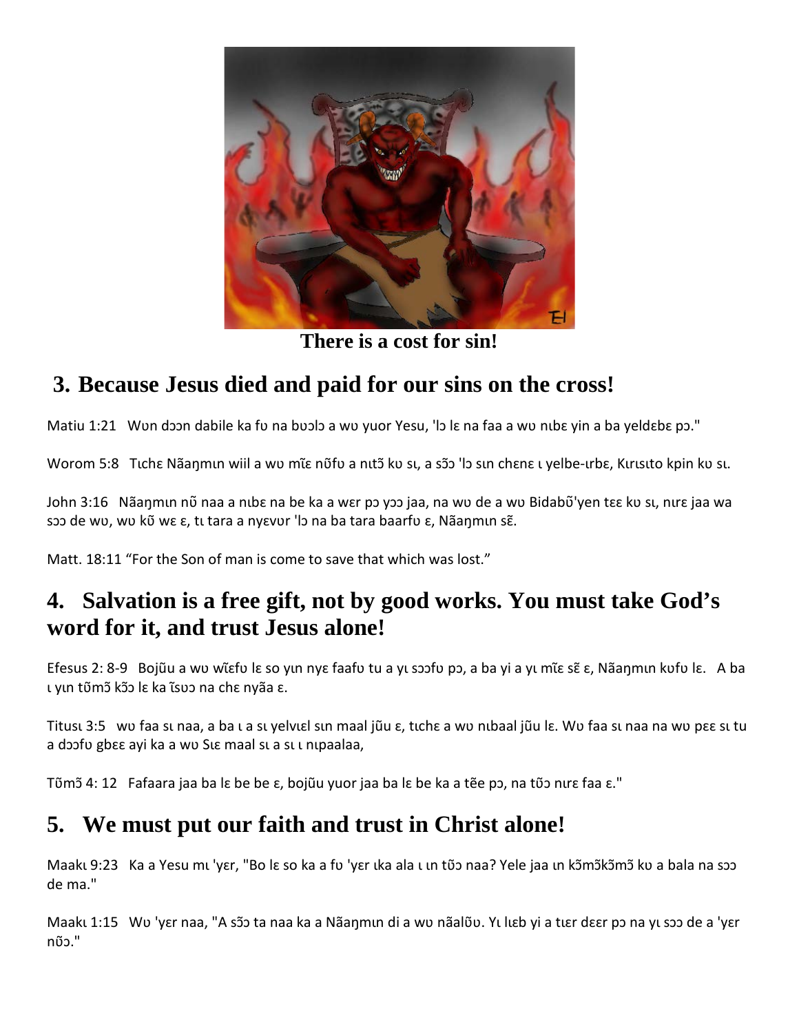There is a cost for sin!

## 3. Because Jesus died and paid for our sins on the cross!

Matiu 1:21 Wʋn dɔɔn dabile ka fʋ na bʋɔlɔ a wʋ yuor Yesu, 'lɔ lɛ na faa a wʋ nɩbɛ yin a ba yeldɛbɛ pɔ."

Worom 5:8 Tɩchɛ Nãaŋmɩn wiil a wʋ mĩɛ nõfʋ a nɩtɔ̃ kʋ sɩ, a sɔ̃ɔ 'lɔ sɩn chɛnɛ ɩ yelbe-ɩrbɛ, Kɩrɩsɩto kpin kʋ sɩ.

John 3:16 Nãaŋmɩn nõ naa a nɩbɛ na be ka a wɛr pɔ yɔɔ jaa, na wʋ de a wʋ Bidabõ'yen tɛɛ kʋ sɩ, nɩrɛ jaa wa sɔɔ de wʋ, wʋ kõ wɛ ɛ, tɩ tara a nyɛvʋr 'lɔ na ba tara baarfʋ ɛ, Nãaŋmɩn sɛ̃.

Matt. 18:11 “For the Son of man is come to save that which was lost.”

## 4. Salvation is a free gift, not by good works. You must take God’s word for it, and trust Jesus alone!

Efesus 2: 8-9 Bojũu a wʋ wĩɛfʋ lɛ so yɩn nyɛ faafʋ tu a yɩ sɔɔfʋ pɔ, a ba yi a yɩ mĩɛ sɛ̃ ɛ, Nãaŋmɩn kʋfʋ lɛ. A ba ɩ yɩn tõmɔ̃ kɔ̃ɔ lɛ ka ĩsʋɔ na chɛ nyãa ɛ.

Titusɩ 3:5 wʋ faa sɩ naa, a ba ɩ a sɩ yelvɩɛl sɩn maal jũu ɛ, tɩchɛ a wʋ nɩbaal jũu lɛ. Wʋ faa sɩ naa na wʋ pɛɛ sɩ tu a dɔɔfʋ gbɛɛ ayi ka a wʋ Sɩɛ maal sɩ a sɩ ɩ nɩpaalaa,

Tõmɔ̃ 4: 12 Fafaara jaa ba lɛ be be ɛ, bojũu yuor jaa ba lɛ be ka a tẽe pɔ, na tõɔ nɩrɛ faa ɛ."

## 5. We must put our faith and trust in Christ alone!

Maakɩ 9:23 Ka a Yesu mɩ 'yɛr, "Bo lɛ so ka a fʋ 'yɛr ɩka ala ɩ ɩn tõɔ naa? Yele jaa ɩn kɔ̃mɔ̃kɔ̃mɔ̃ kʋ a bala na sɔɔ de ma."

Maakɩ 1:15 Wʋ 'yɛr naa, "A sɔ̃ɔ ta naa ka a Nãaŋmɩn di a wʋ nãalõʋ. Yɩ lɩɛb yi a tɩɛr dɛɛr pɔ na yɩ sɔɔ de a 'yɛr nõɔ."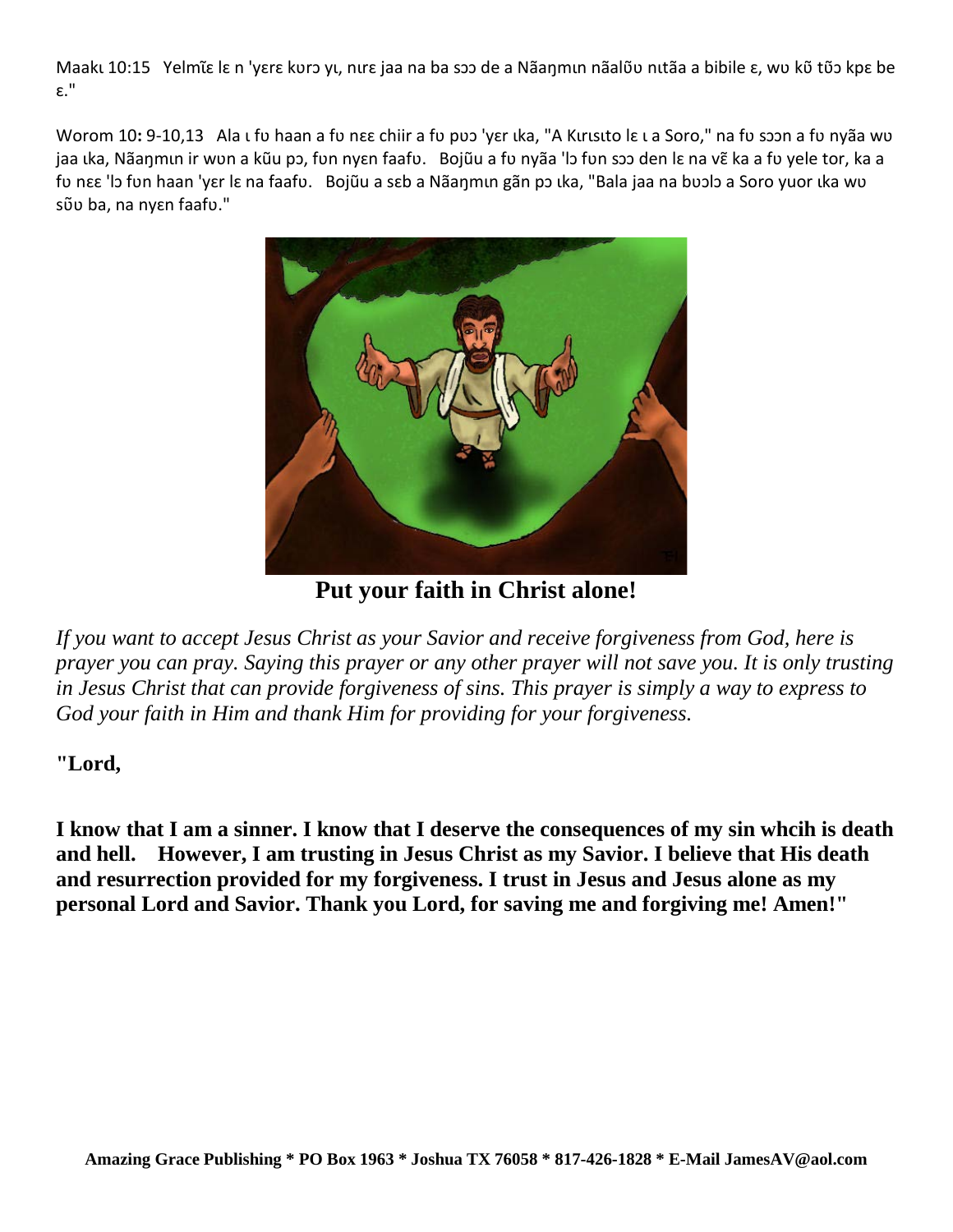Maakɩ 10:15   Yelmĩɛ lɛ n 'yɛrɛ kʋrɔ yɩ, nɩrɛ jaa na ba sɔɔ de a Nãaŋmɩn nãalõʋ nɩtãa a bibile ɛ, wʋ kõ tõɔ kpɛ be ɛ."

Worom 10: 9-10,13   Ala ɩ fʋ haan a fʋ nɛɛ chiir a fʋ pʋɔ 'yɛr ɩka, "A Kɩrɩsɩto lɛ ɩ a Soro," na fʋ sɔɔn a fʋ nyãa wʋ jaa ɩka, Nãaŋmɩn ir wʋn a kũu pɔ, fʋn nyɛn faafʋ.   Bojũu a fʋ nyãa 'lɔ fʋn sɔɔ den lɛ na vɛ̃ ka a fʋ yele tor, ka a fʋ nɛɛ 'lɔ fʋn haan 'yɛr lɛ na faafʋ.   Bojũu a sɛb a Nãaŋmɩn gãn pɔ ɩka, "Bala jaa na bʋɔlɔ a Soro yuor ɩka wʋ sõʋ ba, na nyɛn faafʋ."

**Put your faith in Christ alone!**

*If you want to accept Jesus Christ as your Savior and receive forgiveness from God, here is prayer you can pray. Saying this prayer or any other prayer will not save you. It is only trusting in Jesus Christ that can provide forgiveness of sins. This prayer is simply a way to express to God your faith in Him and thank Him for providing for your forgiveness.*

**"Lord,**

**I know that I am a sinner. I know that I deserve the consequences of my sin whcih is death and hell.   However, I am trusting in Jesus Christ as my Savior. I believe that His death and resurrection provided for my forgiveness. I trust in Jesus and Jesus alone as my personal Lord and Savior. Thank you Lord, for saving me and forgiving me! Amen!"**

**Amazing Grace Publishing * PO Box 1963 * Joshua TX 76058 * 817-426-1828 * E-Mail JamesAV@aol.com**